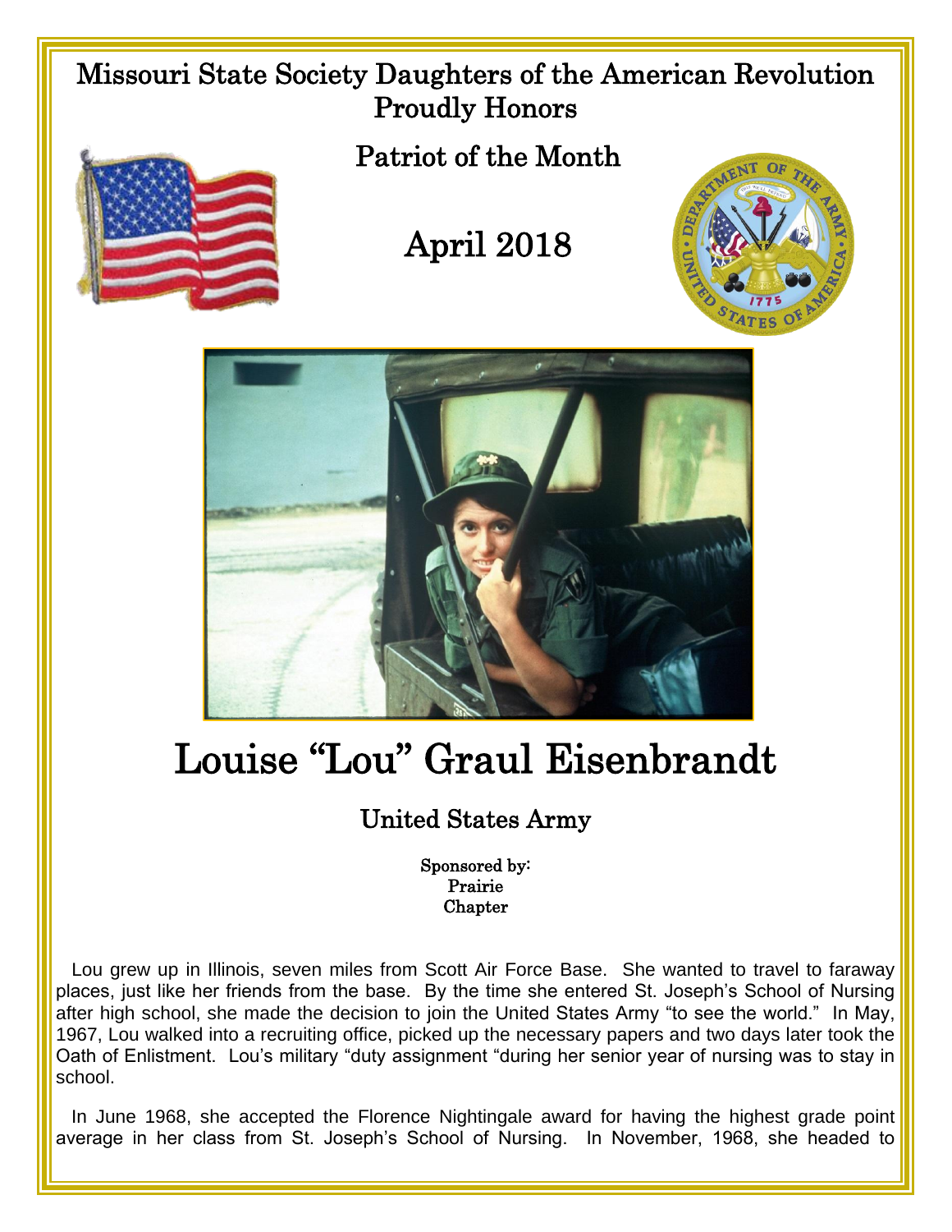# Missouri State Society Daughters of the American Revolution Proudly Honors

## Patriot of the Month

## April 2018

# Louise "Lou" Graul Eisenbrandt

## United States Army

Sponsored by:
Prairie
Chapter

Lou grew up in Illinois, seven miles from Scott Air Force Base. She wanted to travel to faraway places, just like her friends from the base. By the time she entered St. Joseph's School of Nursing after high school, she made the decision to join the United States Army "to see the world." In May, 1967, Lou walked into a recruiting office, picked up the necessary papers and two days later took the Oath of Enlistment. Lou's military "duty assignment "during her senior year of nursing was to stay in school.

In June 1968, she accepted the Florence Nightingale award for having the highest grade point average in her class from St. Joseph's School of Nursing. In November, 1968, she headed to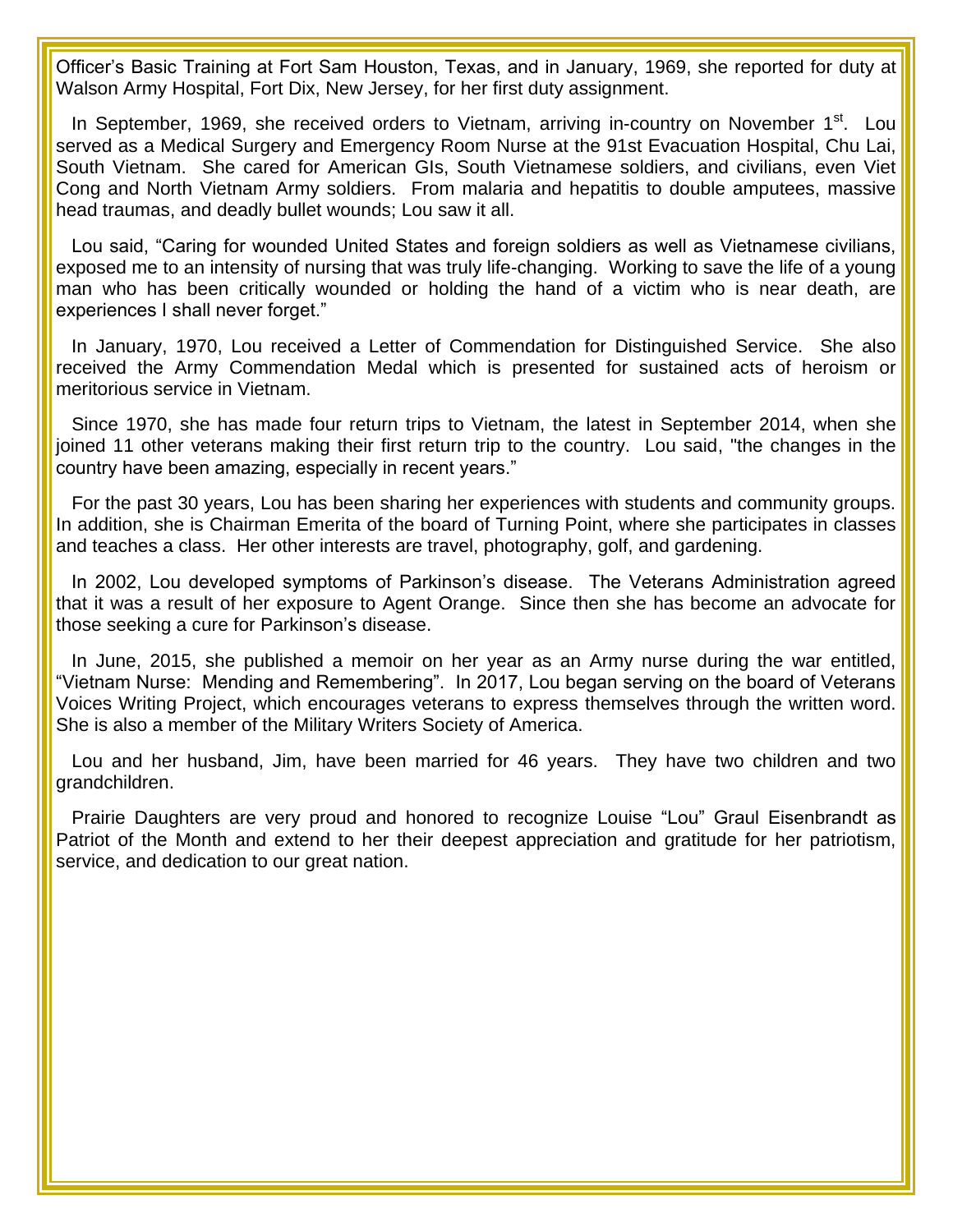Officer's Basic Training at Fort Sam Houston, Texas, and in January, 1969, she reported for duty at Walson Army Hospital, Fort Dix, New Jersey, for her first duty assignment.

In September, 1969, she received orders to Vietnam, arriving in-country on November 1st. Lou served as a Medical Surgery and Emergency Room Nurse at the 91st Evacuation Hospital, Chu Lai, South Vietnam. She cared for American GIs, South Vietnamese soldiers, and civilians, even Viet Cong and North Vietnam Army soldiers. From malaria and hepatitis to double amputees, massive head traumas, and deadly bullet wounds; Lou saw it all.

Lou said, "Caring for wounded United States and foreign soldiers as well as Vietnamese civilians, exposed me to an intensity of nursing that was truly life-changing. Working to save the life of a young man who has been critically wounded or holding the hand of a victim who is near death, are experiences I shall never forget."

In January, 1970, Lou received a Letter of Commendation for Distinguished Service. She also received the Army Commendation Medal which is presented for sustained acts of heroism or meritorious service in Vietnam.

Since 1970, she has made four return trips to Vietnam, the latest in September 2014, when she joined 11 other veterans making their first return trip to the country. Lou said, "the changes in the country have been amazing, especially in recent years."

For the past 30 years, Lou has been sharing her experiences with students and community groups. In addition, she is Chairman Emerita of the board of Turning Point, where she participates in classes and teaches a class. Her other interests are travel, photography, golf, and gardening.

In 2002, Lou developed symptoms of Parkinson's disease. The Veterans Administration agreed that it was a result of her exposure to Agent Orange. Since then she has become an advocate for those seeking a cure for Parkinson's disease.

In June, 2015, she published a memoir on her year as an Army nurse during the war entitled, "Vietnam Nurse: Mending and Remembering". In 2017, Lou began serving on the board of Veterans Voices Writing Project, which encourages veterans to express themselves through the written word. She is also a member of the Military Writers Society of America.

Lou and her husband, Jim, have been married for 46 years. They have two children and two grandchildren.

Prairie Daughters are very proud and honored to recognize Louise "Lou" Graul Eisenbrandt as Patriot of the Month and extend to her their deepest appreciation and gratitude for her patriotism, service, and dedication to our great nation.